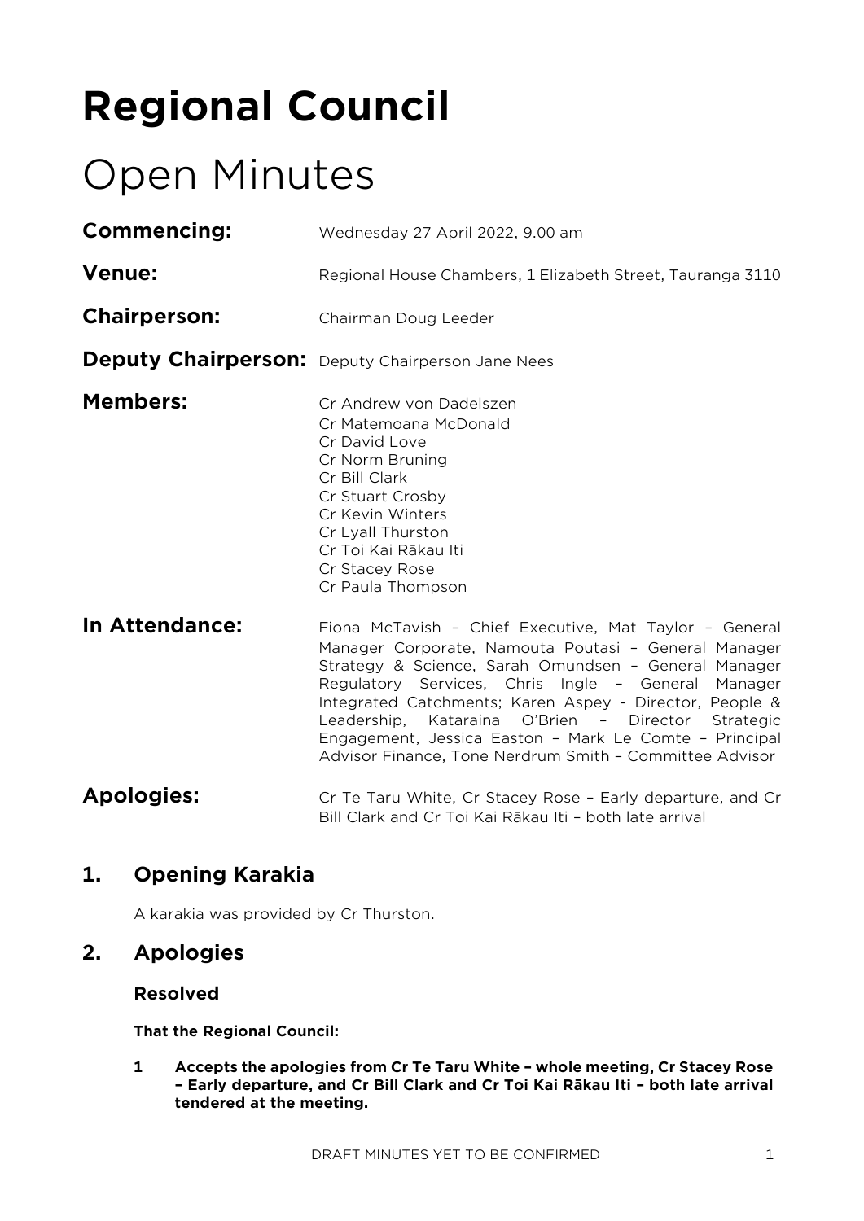# Regional Council

# Open Minutes

**Commencing:** Wednesday 27 April 2022, 9.00 am

**Venue:** Regional House Chambers, 1 Elizabeth Street, Tauranga 3110

**Chairperson:** Chairman Doug Leeder

**Deputy Chairperson:** Deputy Chairperson Jane Nees

**Members:**
Cr Andrew von Dadelszen
Cr Matemoana McDonald
Cr David Love
Cr Norm Bruning
Cr Bill Clark
Cr Stuart Crosby
Cr Kevin Winters
Cr Lyall Thurston
Cr Toi Kai Rākau Iti
Cr Stacey Rose
Cr Paula Thompson

**In Attendance:** Fiona McTavish – Chief Executive, Mat Taylor – General Manager Corporate, Namouta Poutasi – General Manager Strategy & Science, Sarah Omundsen – General Manager Regulatory Services, Chris Ingle – General Manager Integrated Catchments; Karen Aspey - Director, People & Leadership, Kataraina O'Brien – Director Strategic Engagement, Jessica Easton – Mark Le Comte – Principal Advisor Finance, Tone Nerdrum Smith – Committee Advisor

**Apologies:** Cr Te Taru White, Cr Stacey Rose – Early departure, and Cr Bill Clark and Cr Toi Kai Rākau Iti – both late arrival

## 1. Opening Karakia

A karakia was provided by Cr Thurston.

## 2. Apologies

### Resolved

**That the Regional Council:**

**1 Accepts the apologies from Cr Te Taru White – whole meeting, Cr Stacey Rose – Early departure, and Cr Bill Clark and Cr Toi Kai Rākau Iti – both late arrival tendered at the meeting.**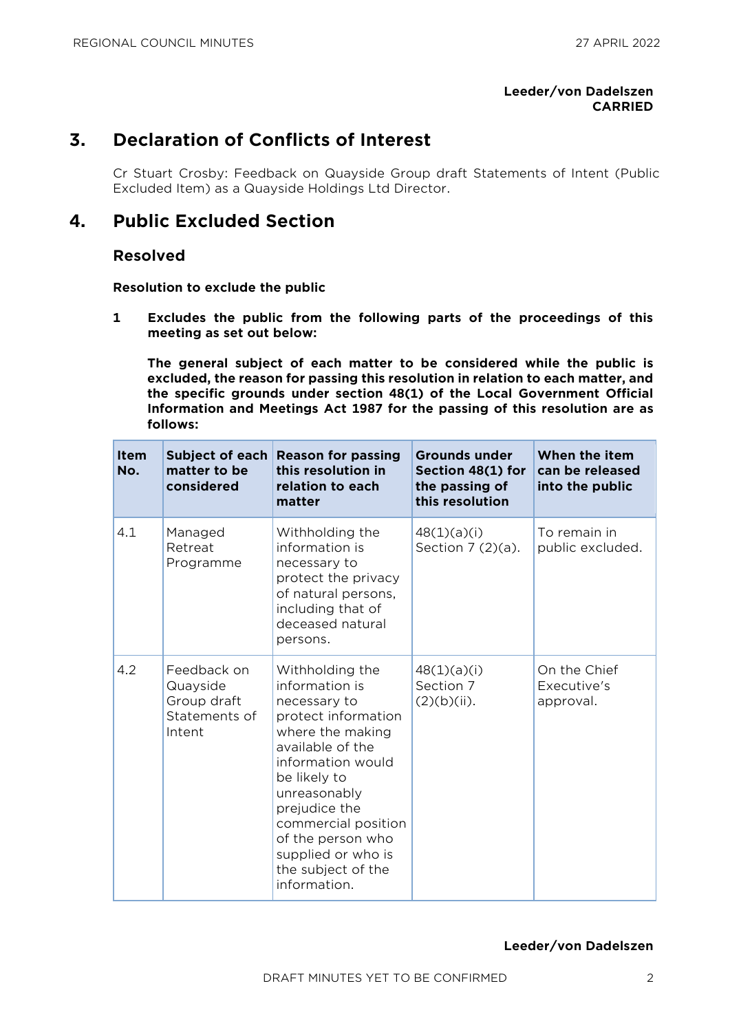**Leeder/von Dadelszen**
**CARRIED**

## 3. Declaration of Conflicts of Interest

Cr Stuart Crosby: Feedback on Quayside Group draft Statements of Intent (Public Excluded Item) as a Quayside Holdings Ltd Director.

## 4. Public Excluded Section

### Resolved

**Resolution to exclude the public**

**1 Excludes the public from the following parts of the proceedings of this meeting as set out below:**

**The general subject of each matter to be considered while the public is excluded, the reason for passing this resolution in relation to each matter, and the specific grounds under section 48(1) of the Local Government Official Information and Meetings Act 1987 for the passing of this resolution are as follows:**

| Item No. | Subject of each matter to be considered | Reason for passing this resolution in relation to each matter | Grounds under Section 48(1) for the passing of this resolution | When the item can be released into the public |
|---|---|---|---|---|
| 4.1 | Managed Retreat Programme | Withholding the information is necessary to protect the privacy of natural persons, including that of deceased natural persons. | 48(1)(a)(i) Section 7 (2)(a). | To remain in public excluded. |
| 4.2 | Feedback on Quayside Group draft Statements of Intent | Withholding the information is necessary to protect information where the making available of the information would be likely to unreasonably prejudice the commercial position of the person who supplied or who is the subject of the information. | 48(1)(a)(i) Section 7 (2)(b)(ii). | On the Chief Executive's approval. |

**Leeder/von Dadelszen**

DRAFT MINUTES YET TO BE CONFIRMED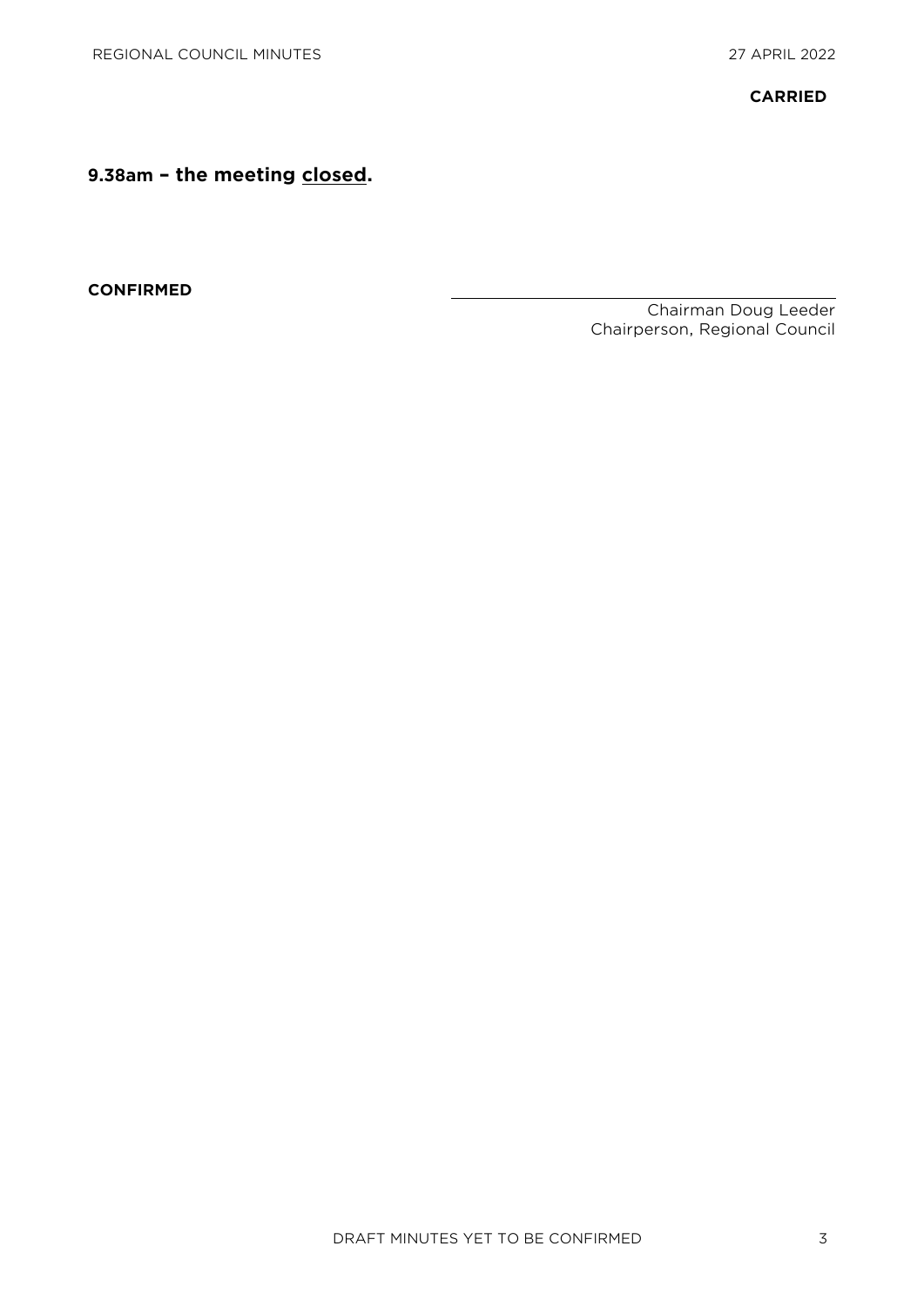**CARRIED**

**9.38am – the meeting closed.**

**CONFIRMED**

Chairman Doug Leeder
Chairperson, Regional Council

DRAFT MINUTES YET TO BE CONFIRMED